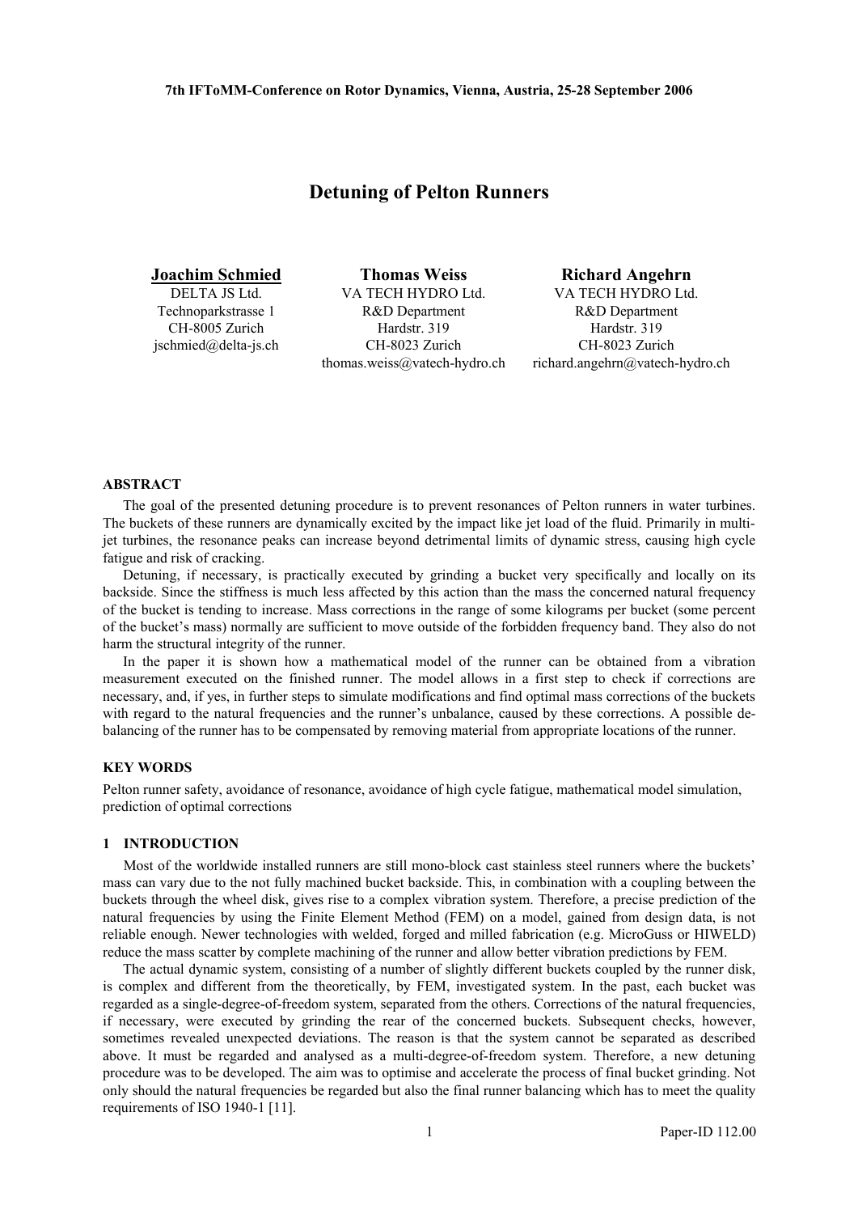# Detuning of Pelton Runners

| Joachim Schmied | Thomas Weiss | Richard Angehrn |
|---|---|---|
| DELTA JS Ltd. | VA TECH HYDRO Ltd. | VA TECH HYDRO Ltd. |
| Technoparkstrasse 1 | R&D Department | R&D Department |
| CH-8005 Zurich | Hardstr. 319 | Hardstr. 319 |
| jschmied@delta-js.ch | CH-8023 Zurich | CH-8023 Zurich |
| | thomas.weiss@vatech-hydro.ch | richard.angehrn@vatech-hydro.ch |

## ABSTRACT

The goal of the presented detuning procedure is to prevent resonances of Pelton runners in water turbines. The buckets of these runners are dynamically excited by the impact like jet load of the fluid. Primarily in multi-jet turbines, the resonance peaks can increase beyond detrimental limits of dynamic stress, causing high cycle fatigue and risk of cracking.

Detuning, if necessary, is practically executed by grinding a bucket very specifically and locally on its backside. Since the stiffness is much less affected by this action than the mass the concerned natural frequency of the bucket is tending to increase. Mass corrections in the range of some kilograms per bucket (some percent of the bucket's mass) normally are sufficient to move outside of the forbidden frequency band. They also do not harm the structural integrity of the runner.

In the paper it is shown how a mathematical model of the runner can be obtained from a vibration measurement executed on the finished runner. The model allows in a first step to check if corrections are necessary, and, if yes, in further steps to simulate modifications and find optimal mass corrections of the buckets with regard to the natural frequencies and the runner's unbalance, caused by these corrections. A possible de-balancing of the runner has to be compensated by removing material from appropriate locations of the runner.

## KEY WORDS

Pelton runner safety, avoidance of resonance, avoidance of high cycle fatigue, mathematical model simulation, prediction of optimal corrections

## 1 INTRODUCTION

Most of the worldwide installed runners are still mono-block cast stainless steel runners where the buckets' mass can vary due to the not fully machined bucket backside. This, in combination with a coupling between the buckets through the wheel disk, gives rise to a complex vibration system. Therefore, a precise prediction of the natural frequencies by using the Finite Element Method (FEM) on a model, gained from design data, is not reliable enough. Newer technologies with welded, forged and milled fabrication (e.g. MicroGuss or HIWELD) reduce the mass scatter by complete machining of the runner and allow better vibration predictions by FEM.

The actual dynamic system, consisting of a number of slightly different buckets coupled by the runner disk, is complex and different from the theoretically, by FEM, investigated system. In the past, each bucket was regarded as a single-degree-of-freedom system, separated from the others. Corrections of the natural frequencies, if necessary, were executed by grinding the rear of the concerned buckets. Subsequent checks, however, sometimes revealed unexpected deviations. The reason is that the system cannot be separated as described above. It must be regarded and analysed as a multi-degree-of-freedom system. Therefore, a new detuning procedure was to be developed. The aim was to optimise and accelerate the process of final bucket grinding. Not only should the natural frequencies be regarded but also the final runner balancing which has to meet the quality requirements of ISO 1940-1 [11].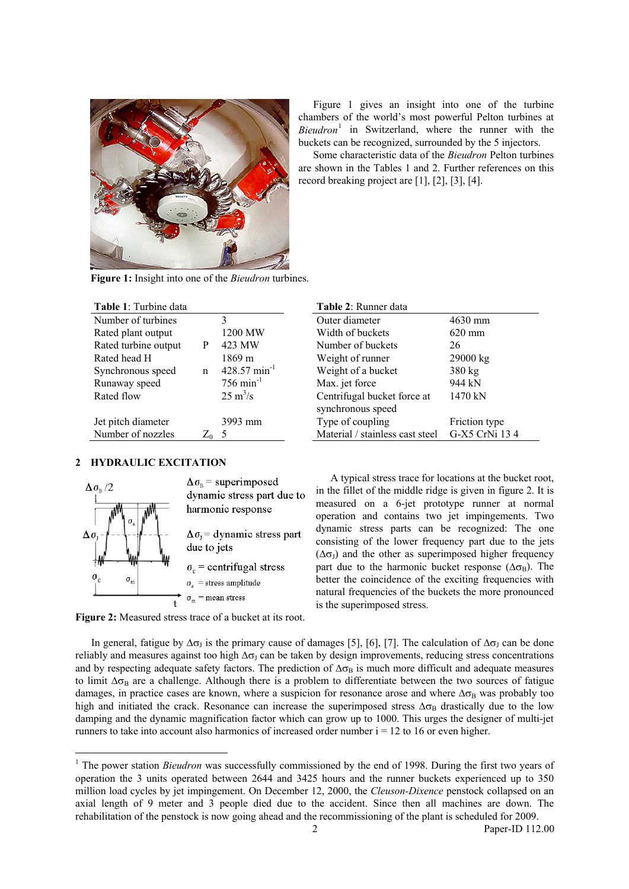Figure 1 gives an insight into one of the turbine chambers of the world's most powerful Pelton turbines at *Bieudron*[1] in Switzerland, where the runner with the buckets can be recognized, surrounded by the 5 injectors.

Some characteristic data of the *Bieudron* Pelton turbines are shown in the Tables 1 and 2. Further references on this record breaking project are [1], [2], [3], [4].

**Figure 1:** Insight into one of the *Bieudron* turbines.

**Table 1**: Turbine data

| | | |
|---|---|---|
| Number of turbines | | 3 |
| Rated plant output | | 1200 MW |
| Rated turbine output | P | 423 MW |
| Rated head H | | 1869 m |
| Synchronous speed | n | 428.57 $min^{-1}$ |
| Runaway speed | | 756 $min^{-1}$ |
| Rated flow | | 25 $m^3/s$ |
| Jet pitch diameter | | 3993 mm |
| Number of nozzles | $Z_0$ | 5 |

**Table 2**: Runner data

| | |
|---|---|
| Outer diameter | 4630 mm |
| Width of buckets | 620 mm |
| Number of buckets | 26 |
| Weight of runner | 29000 kg |
| Weight of a bucket | 380 kg |
| Max. jet force | 944 kN |
| Centrifugal bucket force at synchronous speed | 1470 kN |
| Type of coupling | Friction type |
| Material / stainless cast steel | G-X5 CrNi 13 4 |

## 2 HYDRAULIC EXCITATION

$\Delta\sigma_B$ = superimposed dynamic stress part due to harmonic response

$\Delta\sigma_J$ = dynamic stress part due to jets

$\sigma_c$ = centrifugal stress

$\sigma_a$ = stress amplitude

$\sigma_m$ = mean stress

**Figure 2:** Measured stress trace of a bucket at its root.

A typical stress trace for locations at the bucket root, in the fillet of the middle ridge is given in figure 2. It is measured on a 6-jet prototype runner at normal operation and contains two jet impingements. Two dynamic stress parts can be recognized: The one consisting of the lower frequency part due to the jets ($\Delta\sigma_J$) and the other as superimposed higher frequency part due to the harmonic bucket response ($\Delta\sigma_B$). The better the coincidence of the exciting frequencies with natural frequencies of the buckets the more pronounced is the superimposed stress.

In general, fatigue by $\Delta\sigma_J$ is the primary cause of damages [5], [6], [7]. The calculation of $\Delta\sigma_J$ can be done reliably and measures against too high $\Delta\sigma_J$ can be taken by design improvements, reducing stress concentrations and by respecting adequate safety factors. The prediction of $\Delta\sigma_B$ is much more difficult and adequate measures to limit $\Delta\sigma_B$ are a challenge. Although there is a problem to differentiate between the two sources of fatigue damages, in practice cases are known, where a suspicion for resonance arose and where $\Delta\sigma_B$ was probably too high and initiated the crack. Resonance can increase the superimposed stress $\Delta\sigma_B$ drastically due to the low damping and the dynamic magnification factor which can grow up to 1000. This urges the designer of multi-jet runners to take into account also harmonics of increased order number i = 12 to 16 or even higher.

---

[1] The power station *Bieudron* was successfully commissioned by the end of 1998. During the first two years of operation the 3 units operated between 2644 and 3425 hours and the runner buckets experienced up to 350 million load cycles by jet impingement. On December 12, 2000, the *Cleuson-Dixence* penstock collapsed on an axial length of 9 meter and 3 people died due to the accident. Since then all machines are down. The rehabilitation of the penstock is now going ahead and the recommissioning of the plant is scheduled for 2009.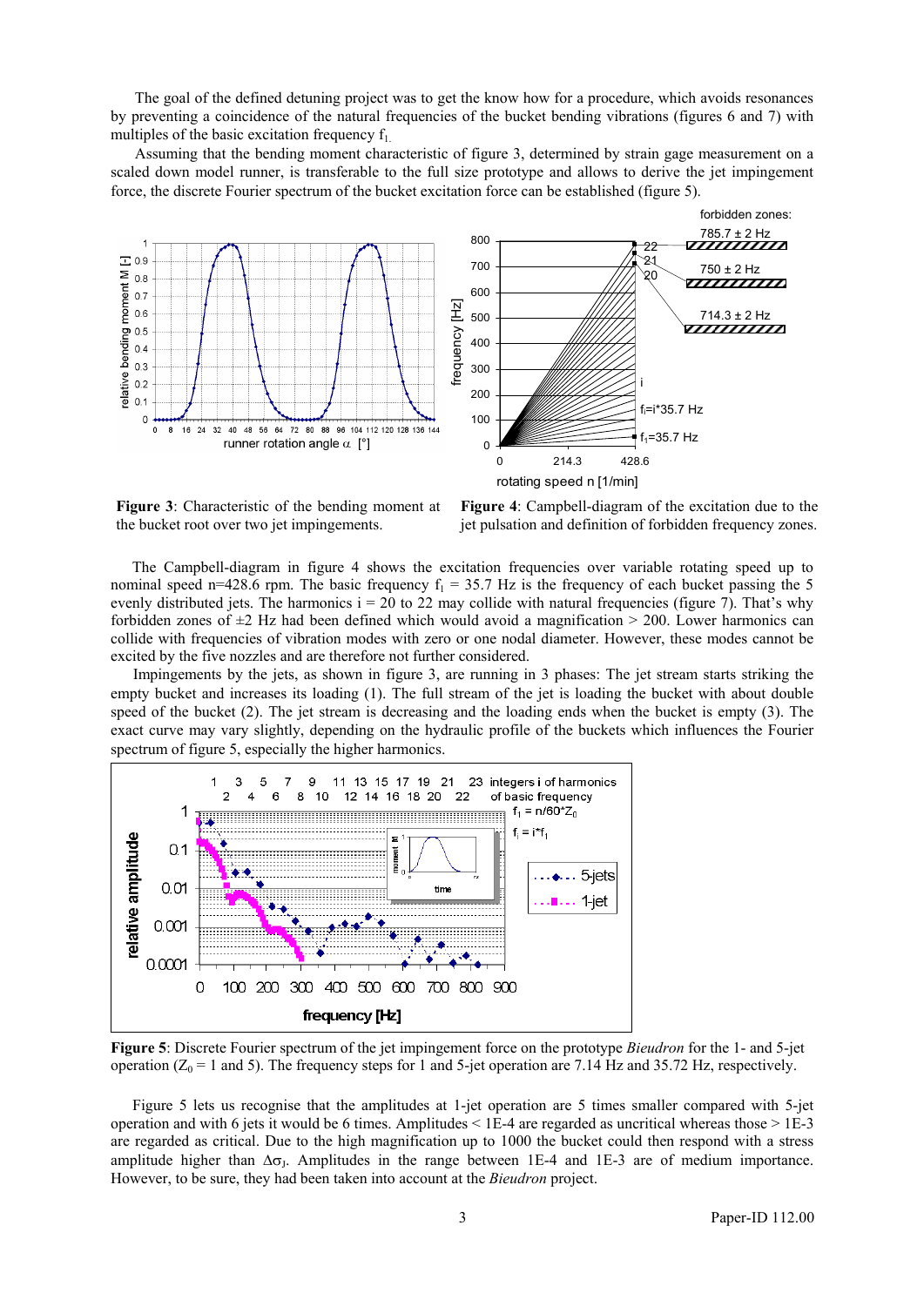The goal of the defined detuning project was to get the know how for a procedure, which avoids resonances by preventing a coincidence of the natural frequencies of the bucket bending vibrations (figures 6 and 7) with multiples of the basic excitation frequency $f_1$.

Assuming that the bending moment characteristic of figure 3, determined by strain gage measurement on a scaled down model runner, is transferable to the full size prototype and allows to derive the jet impingement force, the discrete Fourier spectrum of the bucket excitation force can be established (figure 5).

**Figure 3**: Characteristic of the bending moment at the bucket root over two jet impingements.

**Figure 4**: Campbell-diagram of the excitation due to the jet pulsation and definition of forbidden frequency zones.

The Campbell-diagram in figure 4 shows the excitation frequencies over variable rotating speed up to nominal speed n=428.6 rpm. The basic frequency $f_1$ = 35.7 Hz is the frequency of each bucket passing the 5 evenly distributed jets. The harmonics i = 20 to 22 may collide with natural frequencies (figure 7). That's why forbidden zones of ±2 Hz had been defined which would avoid a magnification > 200. Lower harmonics can collide with frequencies of vibration modes with zero or one nodal diameter. However, these modes cannot be excited by the five nozzles and are therefore not further considered.

Impingements by the jets, as shown in figure 3, are running in 3 phases: The jet stream starts striking the empty bucket and increases its loading (1). The full stream of the jet is loading the bucket with about double speed of the bucket (2). The jet stream is decreasing and the loading ends when the bucket is empty (3). The exact curve may vary slightly, depending on the hydraulic profile of the buckets which influences the Fourier spectrum of figure 5, especially the higher harmonics.

**Figure 5**: Discrete Fourier spectrum of the jet impingement force on the prototype *Bieudron* for the 1- and 5-jet operation ($Z_0$ = 1 and 5). The frequency steps for 1 and 5-jet operation are 7.14 Hz and 35.72 Hz, respectively.

Figure 5 lets us recognise that the amplitudes at 1-jet operation are 5 times smaller compared with 5-jet operation and with 6 jets it would be 6 times. Amplitudes < 1E-4 are regarded as uncritical whereas those > 1E-3 are regarded as critical. Due to the high magnification up to 1000 the bucket could then respond with a stress amplitude higher than $\Delta\sigma_J$. Amplitudes in the range between 1E-4 and 1E-3 are of medium importance. However, to be sure, they had been taken into account at the *Bieudron* project.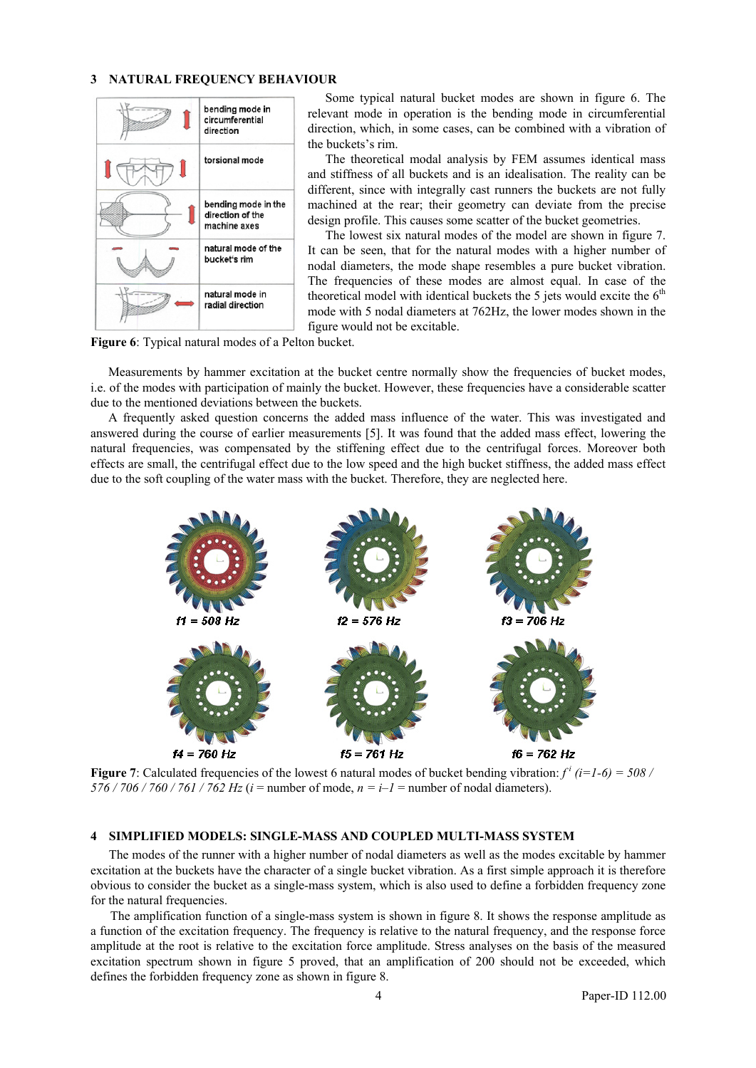## 3 NATURAL FREQUENCY BEHAVIOUR

| | |
|---|---|
| | bending mode in circumferential direction |
| | torsional mode |
| | bending mode in the direction of the machine axes |
| | natural mode of the bucket's rim |
| | natural mode in radial direction |

**Figure 6**: Typical natural modes of a Pelton bucket.

Some typical natural bucket modes are shown in figure 6. The relevant mode in operation is the bending mode in circumferential direction, which, in some cases, can be combined with a vibration of the buckets's rim.

The theoretical modal analysis by FEM assumes identical mass and stiffness of all buckets and is an idealisation. The reality can be different, since with integrally cast runners the buckets are not fully machined at the rear; their geometry can deviate from the precise design profile. This causes some scatter of the bucket geometries.

The lowest six natural modes of the model are shown in figure 7. It can be seen, that for the natural modes with a higher number of nodal diameters, the mode shape resembles a pure bucket vibration. The frequencies of these modes are almost equal. In case of the theoretical model with identical buckets the 5 jets would excite the 6[th] mode with 5 nodal diameters at 762Hz, the lower modes shown in the figure would not be excitable.

Measurements by hammer excitation at the bucket centre normally show the frequencies of bucket modes, i.e. of the modes with participation of mainly the bucket. However, these frequencies have a considerable scatter due to the mentioned deviations between the buckets.

A frequently asked question concerns the added mass influence of the water. This was investigated and answered during the course of earlier measurements [5]. It was found that the added mass effect, lowering the natural frequencies, was compensated by the stiffening effect due to the centrifugal forces. Moreover both effects are small, the centrifugal effect due to the low speed and the high bucket stiffness, the added mass effect due to the soft coupling of the water mass with the bucket. Therefore, they are neglected here.

f1 = 508 Hz | f2 = 576 Hz | f3 = 706 Hz

f4 = 760 Hz | f5 = 761 Hz | f6 = 762 Hz

**Figure 7**: Calculated frequencies of the lowest 6 natural modes of bucket bending vibration: $f^i$ *(i=1-6) = 508 / 576 / 706 / 760 / 761 / 762 Hz* ($i$ = number of mode, $n = i–1$ = number of nodal diameters).

## 4 SIMPLIFIED MODELS: SINGLE-MASS AND COUPLED MULTI-MASS SYSTEM

The modes of the runner with a higher number of nodal diameters as well as the modes excitable by hammer excitation at the buckets have the character of a single bucket vibration. As a first simple approach it is therefore obvious to consider the bucket as a single-mass system, which is also used to define a forbidden frequency zone for the natural frequencies.

The amplification function of a single-mass system is shown in figure 8. It shows the response amplitude as a function of the excitation frequency. The frequency is relative to the natural frequency, and the response force amplitude at the root is relative to the excitation force amplitude. Stress analyses on the basis of the measured excitation spectrum shown in figure 5 proved, that an amplification of 200 should not be exceeded, which defines the forbidden frequency zone as shown in figure 8.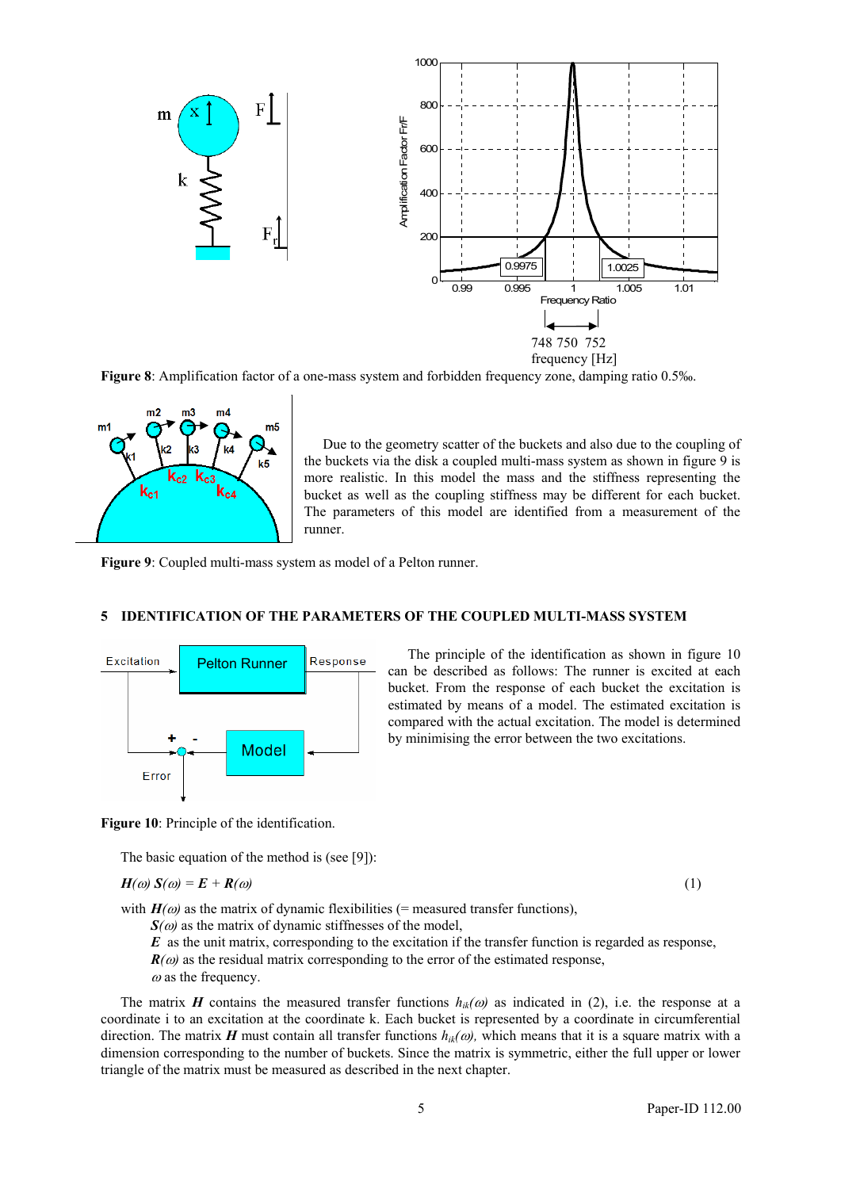**Figure 8**: Amplification factor of a one-mass system and forbidden frequency zone, damping ratio 0.5‰.

Due to the geometry scatter of the buckets and also due to the coupling of the buckets via the disk a coupled multi-mass system as shown in figure 9 is more realistic. In this model the mass and the stiffness representing the bucket as well as the coupling stiffness may be different for each bucket. The parameters of this model are identified from a measurement of the runner.

**Figure 9**: Coupled multi-mass system as model of a Pelton runner.

## 5 IDENTIFICATION OF THE PARAMETERS OF THE COUPLED MULTI-MASS SYSTEM

The principle of the identification as shown in figure 10 can be described as follows: The runner is excited at each bucket. From the response of each bucket the excitation is estimated by means of a model. The estimated excitation is compared with the actual excitation. The model is determined by minimising the error between the two excitations.

**Figure 10**: Principle of the identification.

The basic equation of the method is (see [9]):

$$\boldsymbol{H}(\omega)\ \boldsymbol{S}(\omega) = \boldsymbol{E} + \boldsymbol{R}(\omega) \tag{1}$$

with $\boldsymbol{H}(\omega)$ as the matrix of dynamic flexibilities (= measured transfer functions),
$\boldsymbol{S}(\omega)$ as the matrix of dynamic stiffnesses of the model,
$\boldsymbol{E}$ as the unit matrix, corresponding to the excitation if the transfer function is regarded as response,
$\boldsymbol{R}(\omega)$ as the residual matrix corresponding to the error of the estimated response,
$\omega$ as the frequency.

The matrix $\boldsymbol{H}$ contains the measured transfer functions $h_{ik}(\omega)$ as indicated in (2), i.e. the response at a coordinate i to an excitation at the coordinate k. Each bucket is represented by a coordinate in circumferential direction. The matrix $\boldsymbol{H}$ must contain all transfer functions $h_{ik}(\omega)$, which means that it is a square matrix with a dimension corresponding to the number of buckets. Since the matrix is symmetric, either the full upper or lower triangle of the matrix must be measured as described in the next chapter.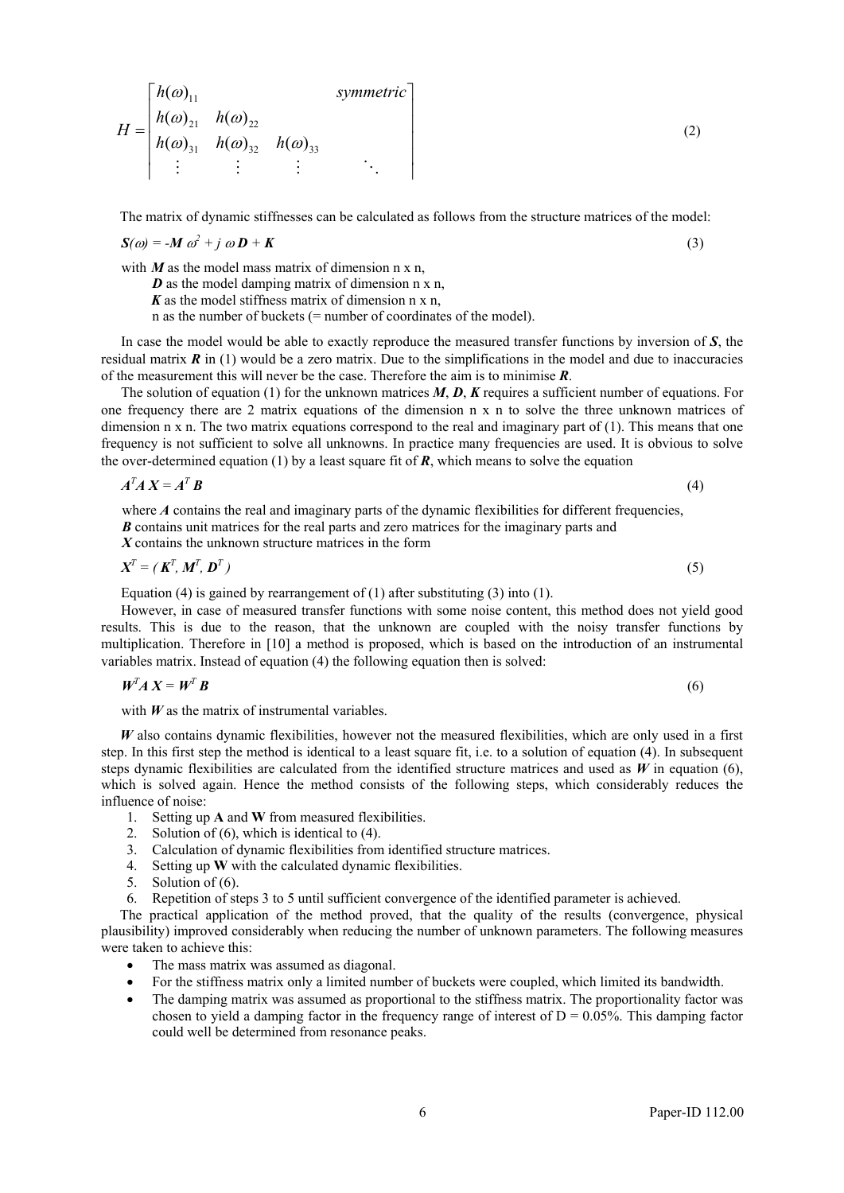$$H = \begin{bmatrix} h(\omega)_{11} & & & symmetric \\ h(\omega)_{21} & h(\omega)_{22} & & \\ h(\omega)_{31} & h(\omega)_{32} & h(\omega)_{33} & \\ \vdots & \vdots & \vdots & \ddots \end{bmatrix} \tag{2}$$

The matrix of dynamic stiffnesses can be calculated as follows from the structure matrices of the model:

$$\boldsymbol{S}(\omega) = -\boldsymbol{M}\,\omega^2 + j\,\omega\,\boldsymbol{D} + \boldsymbol{K} \tag{3}$$

with $\boldsymbol{M}$ as the model mass matrix of dimension n x n,
$\boldsymbol{D}$ as the model damping matrix of dimension n x n,
$\boldsymbol{K}$ as the model stiffness matrix of dimension n x n,
n as the number of buckets (= number of coordinates of the model).

In case the model would be able to exactly reproduce the measured transfer functions by inversion of $\boldsymbol{S}$, the residual matrix $\boldsymbol{R}$ in (1) would be a zero matrix. Due to the simplifications in the model and due to inaccuracies of the measurement this will never be the case. Therefore the aim is to minimise $\boldsymbol{R}$.

The solution of equation (1) for the unknown matrices $\boldsymbol{M}$, $\boldsymbol{D}$, $\boldsymbol{K}$ requires a sufficient number of equations. For one frequency there are 2 matrix equations of the dimension n x n to solve the three unknown matrices of dimension n x n. The two matrix equations correspond to the real and imaginary part of (1). This means that one frequency is not sufficient to solve all unknowns. In practice many frequencies are used. It is obvious to solve the over-determined equation (1) by a least square fit of $\boldsymbol{R}$, which means to solve the equation

$$\boldsymbol{A}^T\boldsymbol{A}\,\boldsymbol{X} = \boldsymbol{A}^T\,\boldsymbol{B} \tag{4}$$

where $\boldsymbol{A}$ contains the real and imaginary parts of the dynamic flexibilities for different frequencies,
$\boldsymbol{B}$ contains unit matrices for the real parts and zero matrices for the imaginary parts and
$\boldsymbol{X}$ contains the unknown structure matrices in the form

$$\boldsymbol{X}^T = (\,\boldsymbol{K}^T,\,\boldsymbol{M}^T,\,\boldsymbol{D}^T\,) \tag{5}$$

Equation (4) is gained by rearrangement of (1) after substituting (3) into (1).

However, in case of measured transfer functions with some noise content, this method does not yield good results. This is due to the reason, that the unknown are coupled with the noisy transfer functions by multiplication. Therefore in [10] a method is proposed, which is based on the introduction of an instrumental variables matrix. Instead of equation (4) the following equation then is solved:

$$\boldsymbol{W}^T\boldsymbol{A}\,\boldsymbol{X} = \boldsymbol{W}^T\,\boldsymbol{B} \tag{6}$$

with $\boldsymbol{W}$ as the matrix of instrumental variables.

$\boldsymbol{W}$ also contains dynamic flexibilities, however not the measured flexibilities, which are only used in a first step. In this first step the method is identical to a least square fit, i.e. to a solution of equation (4). In subsequent steps dynamic flexibilities are calculated from the identified structure matrices and used as $\boldsymbol{W}$ in equation (6), which is solved again. Hence the method consists of the following steps, which considerably reduces the influence of noise:

1. Setting up **A** and **W** from measured flexibilities.
2. Solution of (6), which is identical to (4).
3. Calculation of dynamic flexibilities from identified structure matrices.
4. Setting up **W** with the calculated dynamic flexibilities.
5. Solution of (6).
6. Repetition of steps 3 to 5 until sufficient convergence of the identified parameter is achieved.

The practical application of the method proved, that the quality of the results (convergence, physical plausibility) improved considerably when reducing the number of unknown parameters. The following measures were taken to achieve this:

- The mass matrix was assumed as diagonal.
- For the stiffness matrix only a limited number of buckets were coupled, which limited its bandwidth.
- The damping matrix was assumed as proportional to the stiffness matrix. The proportionality factor was chosen to yield a damping factor in the frequency range of interest of D = 0.05%. This damping factor could well be determined from resonance peaks.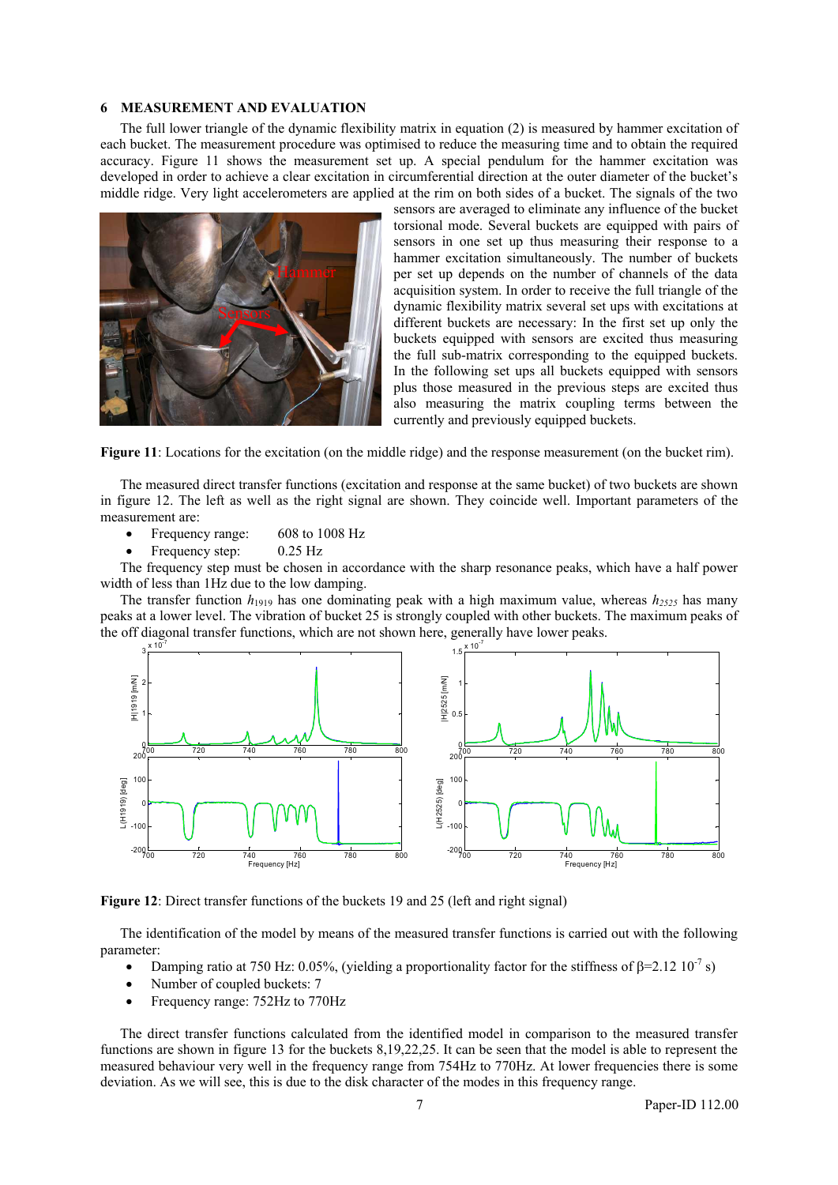## 6 MEASUREMENT AND EVALUATION

The full lower triangle of the dynamic flexibility matrix in equation (2) is measured by hammer excitation of each bucket. The measurement procedure was optimised to reduce the measuring time and to obtain the required accuracy. Figure 11 shows the measurement set up. A special pendulum for the hammer excitation was developed in order to achieve a clear excitation in circumferential direction at the outer diameter of the bucket's middle ridge. Very light accelerometers are applied at the rim on both sides of a bucket. The signals of the two sensors are averaged to eliminate any influence of the bucket torsional mode. Several buckets are equipped with pairs of sensors in one set up thus measuring their response to a hammer excitation simultaneously. The number of buckets per set up depends on the number of channels of the data acquisition system. In order to receive the full triangle of the dynamic flexibility matrix several set ups with excitations at different buckets are necessary: In the first set up only the buckets equipped with sensors are excited thus measuring the full sub-matrix corresponding to the equipped buckets. In the following set ups all buckets equipped with sensors plus those measured in the previous steps are excited thus also measuring the matrix coupling terms between the currently and previously equipped buckets.

**Figure 11**: Locations for the excitation (on the middle ridge) and the response measurement (on the bucket rim).

The measured direct transfer functions (excitation and response at the same bucket) of two buckets are shown in figure 12. The left as well as the right signal are shown. They coincide well. Important parameters of the measurement are:

- Frequency range: 608 to 1008 Hz
- Frequency step: 0.25 Hz

The frequency step must be chosen in accordance with the sharp resonance peaks, which have a half power width of less than 1Hz due to the low damping.

The transfer function $h_{1919}$ has one dominating peak with a high maximum value, whereas $h_{2525}$ has many peaks at a lower level. The vibration of bucket 25 is strongly coupled with other buckets. The maximum peaks of the off diagonal transfer functions, which are not shown here, generally have lower peaks.

**Figure 12**: Direct transfer functions of the buckets 19 and 25 (left and right signal)

The identification of the model by means of the measured transfer functions is carried out with the following parameter:

- Damping ratio at 750 Hz: 0.05%, (yielding a proportionality factor for the stiffness of $\beta$=2.12 $10^{-7}$ s)
- Number of coupled buckets: 7
- Frequency range: 752Hz to 770Hz

The direct transfer functions calculated from the identified model in comparison to the measured transfer functions are shown in figure 13 for the buckets 8,19,22,25. It can be seen that the model is able to represent the measured behaviour very well in the frequency range from 754Hz to 770Hz. At lower frequencies there is some deviation. As we will see, this is due to the disk character of the modes in this frequency range.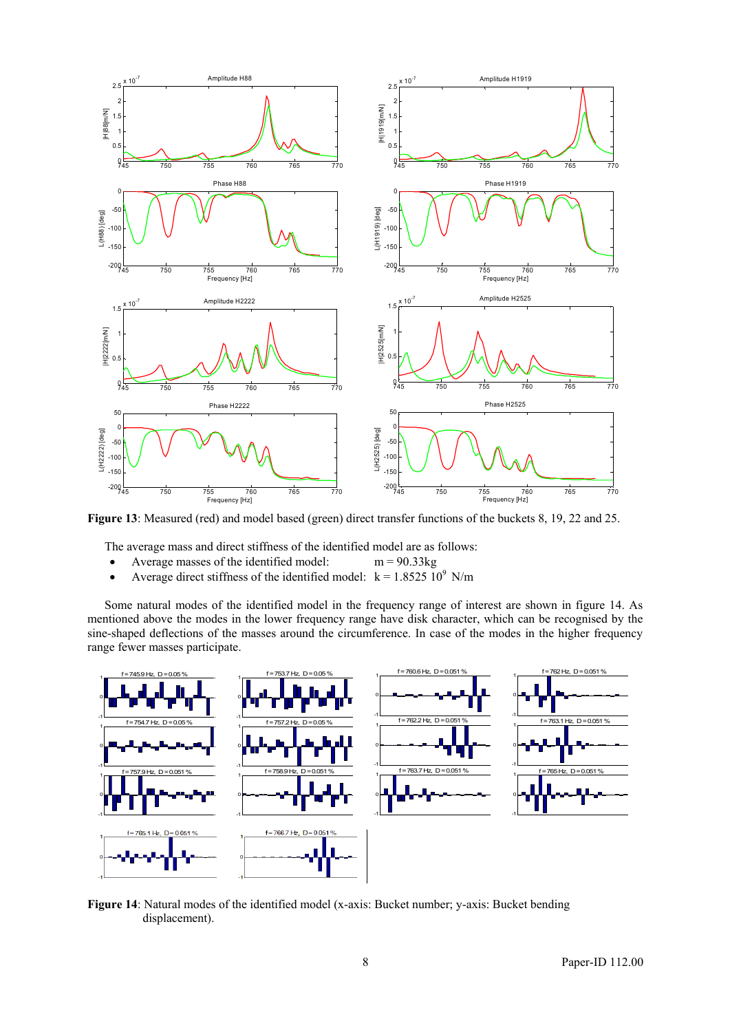**Figure 13**: Measured (red) and model based (green) direct transfer functions of the buckets 8, 19, 22 and 25.

The average mass and direct stiffness of the identified model are as follows:

- Average masses of the identified model: m = 90.33kg
- Average direct stiffness of the identified model: $k = 1.8525\ 10^9$ N/m

Some natural modes of the identified model in the frequency range of interest are shown in figure 14. As mentioned above the modes in the lower frequency range have disk character, which can be recognised by the sine-shaped deflections of the masses around the circumference. In case of the modes in the higher frequency range fewer masses participate.

**Figure 14**: Natural modes of the identified model (x-axis: Bucket number; y-axis: Bucket bending displacement).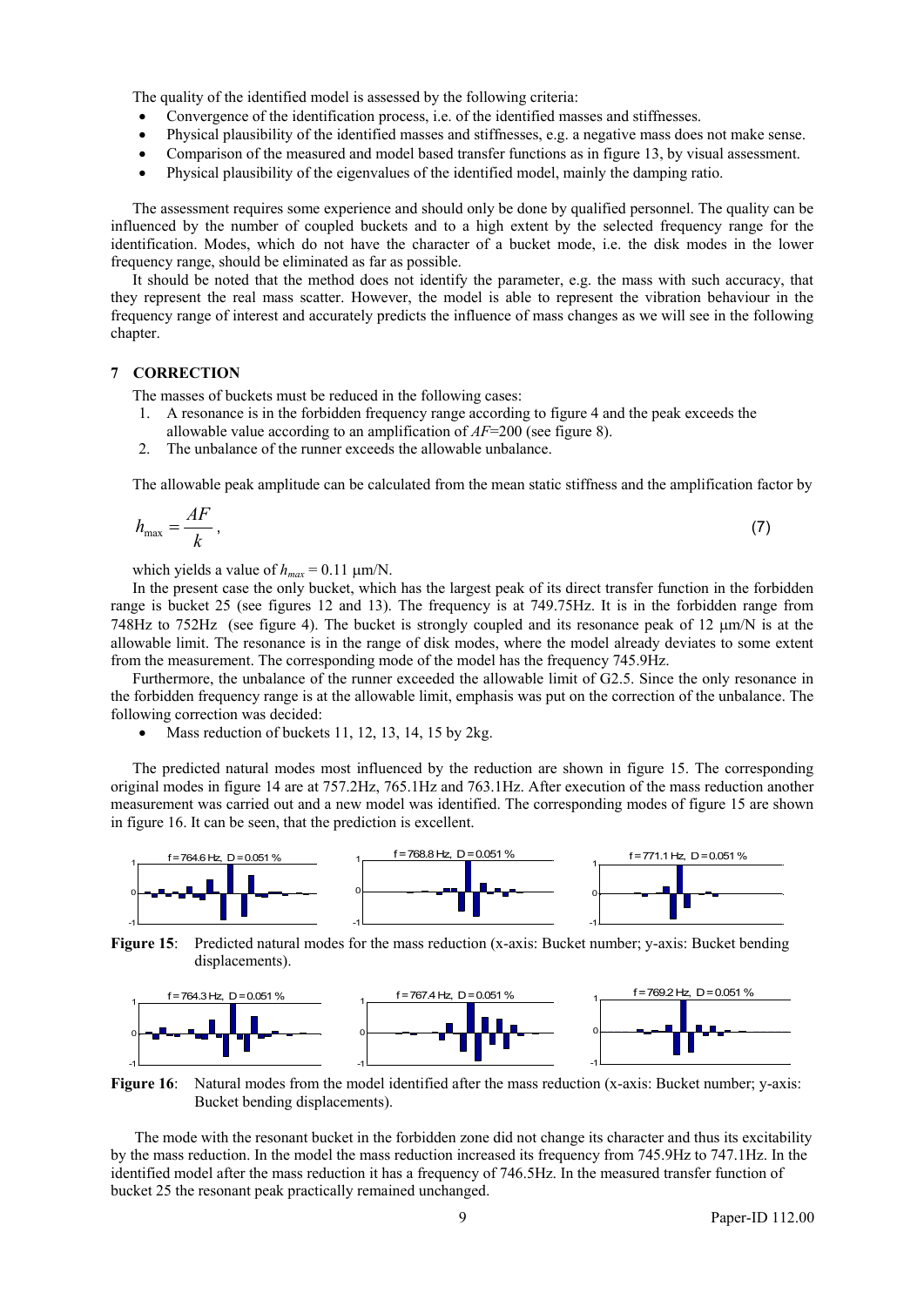The quality of the identified model is assessed by the following criteria:

- Convergence of the identification process, i.e. of the identified masses and stiffnesses.
- Physical plausibility of the identified masses and stiffnesses, e.g. a negative mass does not make sense.
- Comparison of the measured and model based transfer functions as in figure 13, by visual assessment.
- Physical plausibility of the eigenvalues of the identified model, mainly the damping ratio.

The assessment requires some experience and should only be done by qualified personnel. The quality can be influenced by the number of coupled buckets and to a high extent by the selected frequency range for the identification. Modes, which do not have the character of a bucket mode, i.e. the disk modes in the lower frequency range, should be eliminated as far as possible.

It should be noted that the method does not identify the parameter, e.g. the mass with such accuracy, that they represent the real mass scatter. However, the model is able to represent the vibration behaviour in the frequency range of interest and accurately predicts the influence of mass changes as we will see in the following chapter.

## 7 CORRECTION

The masses of buckets must be reduced in the following cases:

1. A resonance is in the forbidden frequency range according to figure 4 and the peak exceeds the allowable value according to an amplification of $AF$=200 (see figure 8).
2. The unbalance of the runner exceeds the allowable unbalance.

The allowable peak amplitude can be calculated from the mean static stiffness and the amplification factor by

$$h_{\max} = \frac{AF}{k}, \tag{7}$$

which yields a value of $h_{max}$ = 0.11 μm/N.

In the present case the only bucket, which has the largest peak of its direct transfer function in the forbidden range is bucket 25 (see figures 12 and 13). The frequency is at 749.75Hz. It is in the forbidden range from 748Hz to 752Hz (see figure 4). The bucket is strongly coupled and its resonance peak of 12 μm/N is at the allowable limit. The resonance is in the range of disk modes, where the model already deviates to some extent from the measurement. The corresponding mode of the model has the frequency 745.9Hz.

Furthermore, the unbalance of the runner exceeded the allowable limit of G2.5. Since the only resonance in the forbidden frequency range is at the allowable limit, emphasis was put on the correction of the unbalance. The following correction was decided:

- Mass reduction of buckets 11, 12, 13, 14, 15 by 2kg.

The predicted natural modes most influenced by the reduction are shown in figure 15. The corresponding original modes in figure 14 are at 757.2Hz, 765.1Hz and 763.1Hz. After execution of the mass reduction another measurement was carried out and a new model was identified. The corresponding modes of figure 15 are shown in figure 16. It can be seen, that the prediction is excellent.

**Figure 15**: Predicted natural modes for the mass reduction (x-axis: Bucket number; y-axis: Bucket bending displacements).

**Figure 16**: Natural modes from the model identified after the mass reduction (x-axis: Bucket number; y-axis: Bucket bending displacements).

The mode with the resonant bucket in the forbidden zone did not change its character and thus its excitability by the mass reduction. In the model the mass reduction increased its frequency from 745.9Hz to 747.1Hz. In the identified model after the mass reduction it has a frequency of 746.5Hz. In the measured transfer function of bucket 25 the resonant peak practically remained unchanged.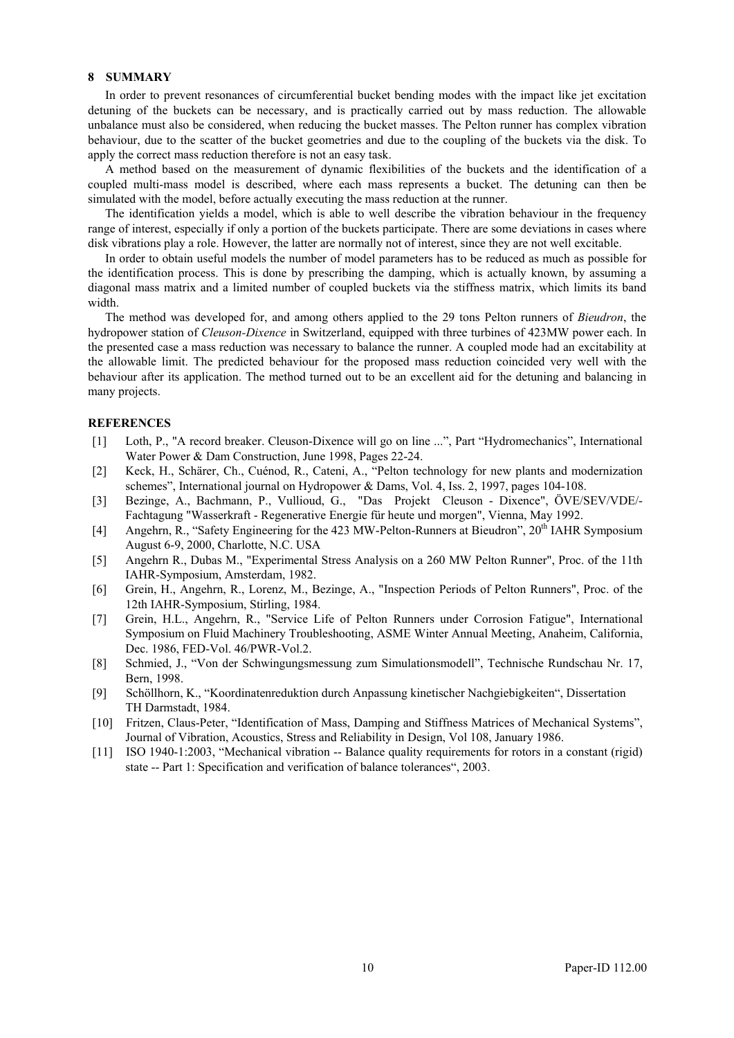## 8 SUMMARY

In order to prevent resonances of circumferential bucket bending modes with the impact like jet excitation detuning of the buckets can be necessary, and is practically carried out by mass reduction. The allowable unbalance must also be considered, when reducing the bucket masses. The Pelton runner has complex vibration behaviour, due to the scatter of the bucket geometries and due to the coupling of the buckets via the disk. To apply the correct mass reduction therefore is not an easy task.

A method based on the measurement of dynamic flexibilities of the buckets and the identification of a coupled multi-mass model is described, where each mass represents a bucket. The detuning can then be simulated with the model, before actually executing the mass reduction at the runner.

The identification yields a model, which is able to well describe the vibration behaviour in the frequency range of interest, especially if only a portion of the buckets participate. There are some deviations in cases where disk vibrations play a role. However, the latter are normally not of interest, since they are not well excitable.

In order to obtain useful models the number of model parameters has to be reduced as much as possible for the identification process. This is done by prescribing the damping, which is actually known, by assuming a diagonal mass matrix and a limited number of coupled buckets via the stiffness matrix, which limits its band width.

The method was developed for, and among others applied to the 29 tons Pelton runners of *Bieudron*, the hydropower station of *Cleuson-Dixence* in Switzerland, equipped with three turbines of 423MW power each. In the presented case a mass reduction was necessary to balance the runner. A coupled mode had an excitability at the allowable limit. The predicted behaviour for the proposed mass reduction coincided very well with the behaviour after its application. The method turned out to be an excellent aid for the detuning and balancing in many projects.

## REFERENCES

[1] Loth, P., "A record breaker. Cleuson-Dixence will go on line ...", Part "Hydromechanics", International Water Power & Dam Construction, June 1998, Pages 22-24.

[2] Keck, H., Schärer, Ch., Cuénod, R., Cateni, A., "Pelton technology for new plants and modernization schemes", International journal on Hydropower & Dams, Vol. 4, Iss. 2, 1997, pages 104-108.

[3] Bezinge, A., Bachmann, P., Vullioud, G., "Das Projekt Cleuson - Dixence", ÖVE/SEV/VDE/-Fachtagung "Wasserkraft - Regenerative Energie für heute und morgen", Vienna, May 1992.

[4] Angehrn, R., "Safety Engineering for the 423 MW-Pelton-Runners at Bieudron", 20th IAHR Symposium August 6-9, 2000, Charlotte, N.C. USA

[5] Angehrn R., Dubas M., "Experimental Stress Analysis on a 260 MW Pelton Runner", Proc. of the 11th IAHR-Symposium, Amsterdam, 1982.

[6] Grein, H., Angehrn, R., Lorenz, M., Bezinge, A., "Inspection Periods of Pelton Runners", Proc. of the 12th IAHR-Symposium, Stirling, 1984.

[7] Grein, H.L., Angehrn, R., "Service Life of Pelton Runners under Corrosion Fatigue", International Symposium on Fluid Machinery Troubleshooting, ASME Winter Annual Meeting, Anaheim, California, Dec. 1986, FED-Vol. 46/PWR-Vol.2.

[8] Schmied, J., "Von der Schwingungsmessung zum Simulationsmodell", Technische Rundschau Nr. 17, Bern, 1998.

[9] Schöllhorn, K., "Koordinatenreduktion durch Anpassung kinetischer Nachgiebigkeiten", Dissertation TH Darmstadt, 1984.

[10] Fritzen, Claus-Peter, "Identification of Mass, Damping and Stiffness Matrices of Mechanical Systems", Journal of Vibration, Acoustics, Stress and Reliability in Design, Vol 108, January 1986.

[11] ISO 1940-1:2003, "Mechanical vibration -- Balance quality requirements for rotors in a constant (rigid) state -- Part 1: Specification and verification of balance tolerances", 2003.